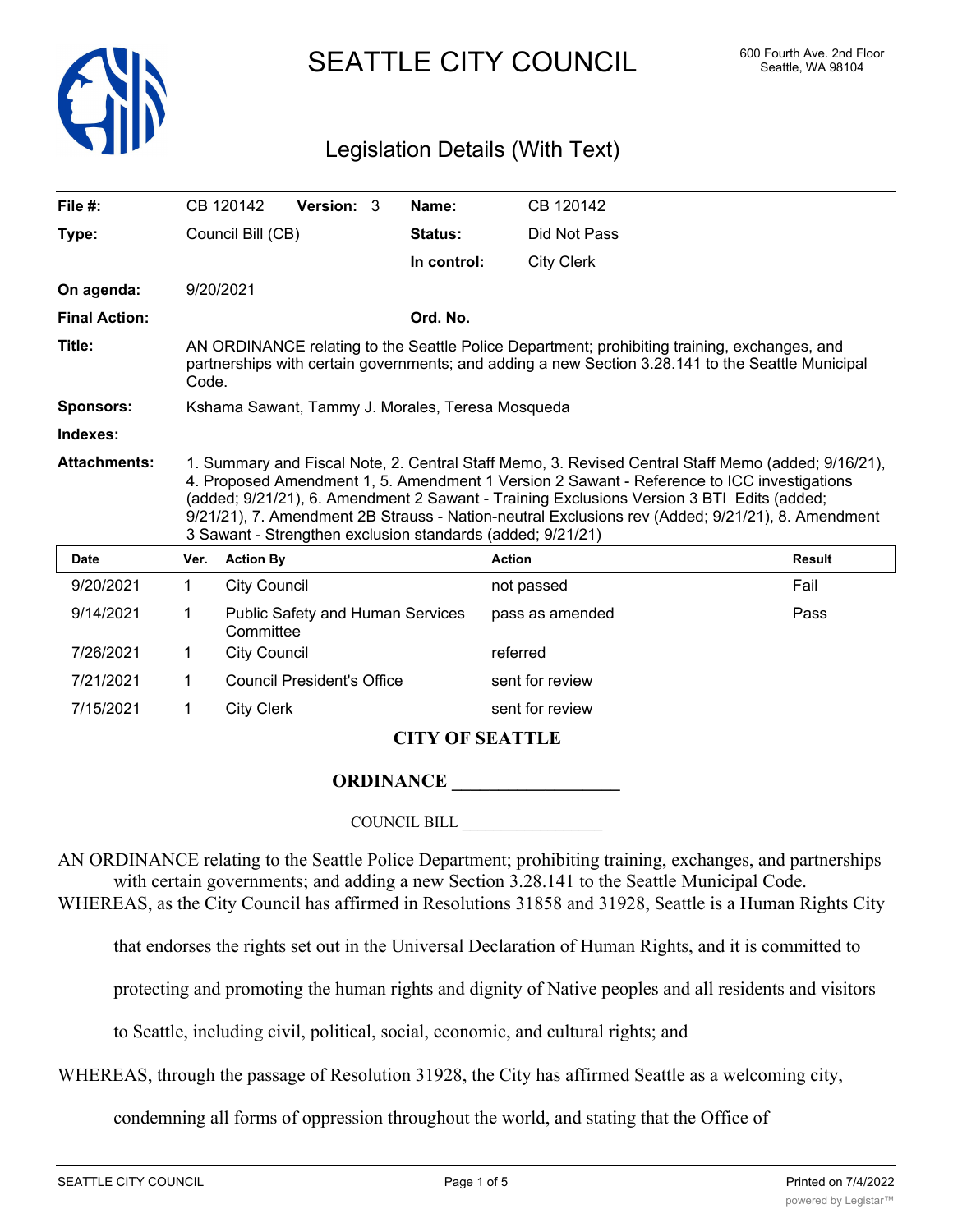# SEATTLE CITY COUNCIL

600 Fourth Ave. 2nd Floor
Seattle, WA 98104

## Legislation Details (With Text)

| | | | |
|---|---|---|---|
| **File #:** | CB 120142 **Version:** 3 | **Name:** | CB 120142 |
| **Type:** | Council Bill (CB) | **Status:** | Did Not Pass |
| | | **In control:** | City Clerk |
| **On agenda:** | 9/20/2021 | | |
| **Final Action:** | | **Ord. No.** | |

**Title:** AN ORDINANCE relating to the Seattle Police Department; prohibiting training, exchanges, and partnerships with certain governments; and adding a new Section 3.28.141 to the Seattle Municipal Code.

**Sponsors:** Kshama Sawant, Tammy J. Morales, Teresa Mosqueda

**Indexes:**

**Attachments:** 1. Summary and Fiscal Note, 2. Central Staff Memo, 3. Revised Central Staff Memo (added; 9/16/21), 4. Proposed Amendment 1, 5. Amendment 1 Version 2 Sawant - Reference to ICC investigations (added; 9/21/21), 6. Amendment 2 Sawant - Training Exclusions Version 3 BTI Edits (added; 9/21/21), 7. Amendment 2B Strauss - Nation-neutral Exclusions rev (Added; 9/21/21), 8. Amendment 3 Sawant - Strengthen exclusion standards (added; 9/21/21)

| Date | Ver. | Action By | Action | Result |
|---|---|---|---|---|
| 9/20/2021 | 1 | City Council | not passed | Fail |
| 9/14/2021 | 1 | Public Safety and Human Services Committee | pass as amended | Pass |
| 7/26/2021 | 1 | City Council | referred | |
| 7/21/2021 | 1 | Council President's Office | sent for review | |
| 7/15/2021 | 1 | City Clerk | sent for review | |

**CITY OF SEATTLE**

**ORDINANCE \_\_\_\_\_\_\_\_\_\_\_\_\_\_\_\_\_\_**

COUNCIL BILL \_\_\_\_\_\_\_\_\_\_\_\_\_\_\_\_\_\_

AN ORDINANCE relating to the Seattle Police Department; prohibiting training, exchanges, and partnerships with certain governments; and adding a new Section 3.28.141 to the Seattle Municipal Code.

WHEREAS, as the City Council has affirmed in Resolutions 31858 and 31928, Seattle is a Human Rights City that endorses the rights set out in the Universal Declaration of Human Rights, and it is committed to protecting and promoting the human rights and dignity of Native peoples and all residents and visitors to Seattle, including civil, political, social, economic, and cultural rights; and

WHEREAS, through the passage of Resolution 31928, the City has affirmed Seattle as a welcoming city, condemning all forms of oppression throughout the world, and stating that the Office of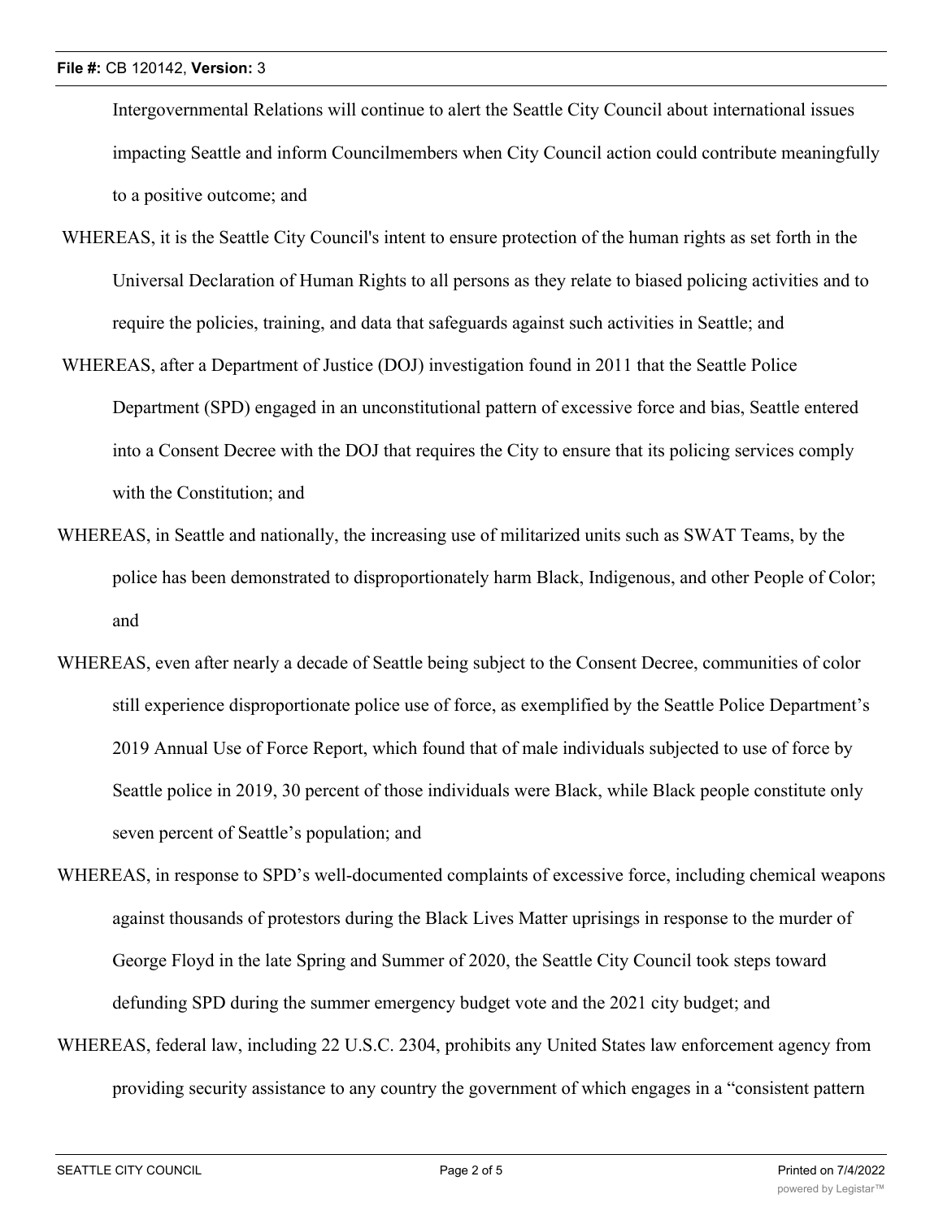Intergovernmental Relations will continue to alert the Seattle City Council about international issues impacting Seattle and inform Councilmembers when City Council action could contribute meaningfully to a positive outcome; and

WHEREAS, it is the Seattle City Council's intent to ensure protection of the human rights as set forth in the Universal Declaration of Human Rights to all persons as they relate to biased policing activities and to require the policies, training, and data that safeguards against such activities in Seattle; and

WHEREAS, after a Department of Justice (DOJ) investigation found in 2011 that the Seattle Police Department (SPD) engaged in an unconstitutional pattern of excessive force and bias, Seattle entered into a Consent Decree with the DOJ that requires the City to ensure that its policing services comply with the Constitution; and

WHEREAS, in Seattle and nationally, the increasing use of militarized units such as SWAT Teams, by the police has been demonstrated to disproportionately harm Black, Indigenous, and other People of Color; and

WHEREAS, even after nearly a decade of Seattle being subject to the Consent Decree, communities of color still experience disproportionate police use of force, as exemplified by the Seattle Police Department's 2019 Annual Use of Force Report, which found that of male individuals subjected to use of force by Seattle police in 2019, 30 percent of those individuals were Black, while Black people constitute only seven percent of Seattle's population; and

WHEREAS, in response to SPD's well-documented complaints of excessive force, including chemical weapons against thousands of protestors during the Black Lives Matter uprisings in response to the murder of George Floyd in the late Spring and Summer of 2020, the Seattle City Council took steps toward defunding SPD during the summer emergency budget vote and the 2021 city budget; and

WHEREAS, federal law, including 22 U.S.C. 2304, prohibits any United States law enforcement agency from providing security assistance to any country the government of which engages in a "consistent pattern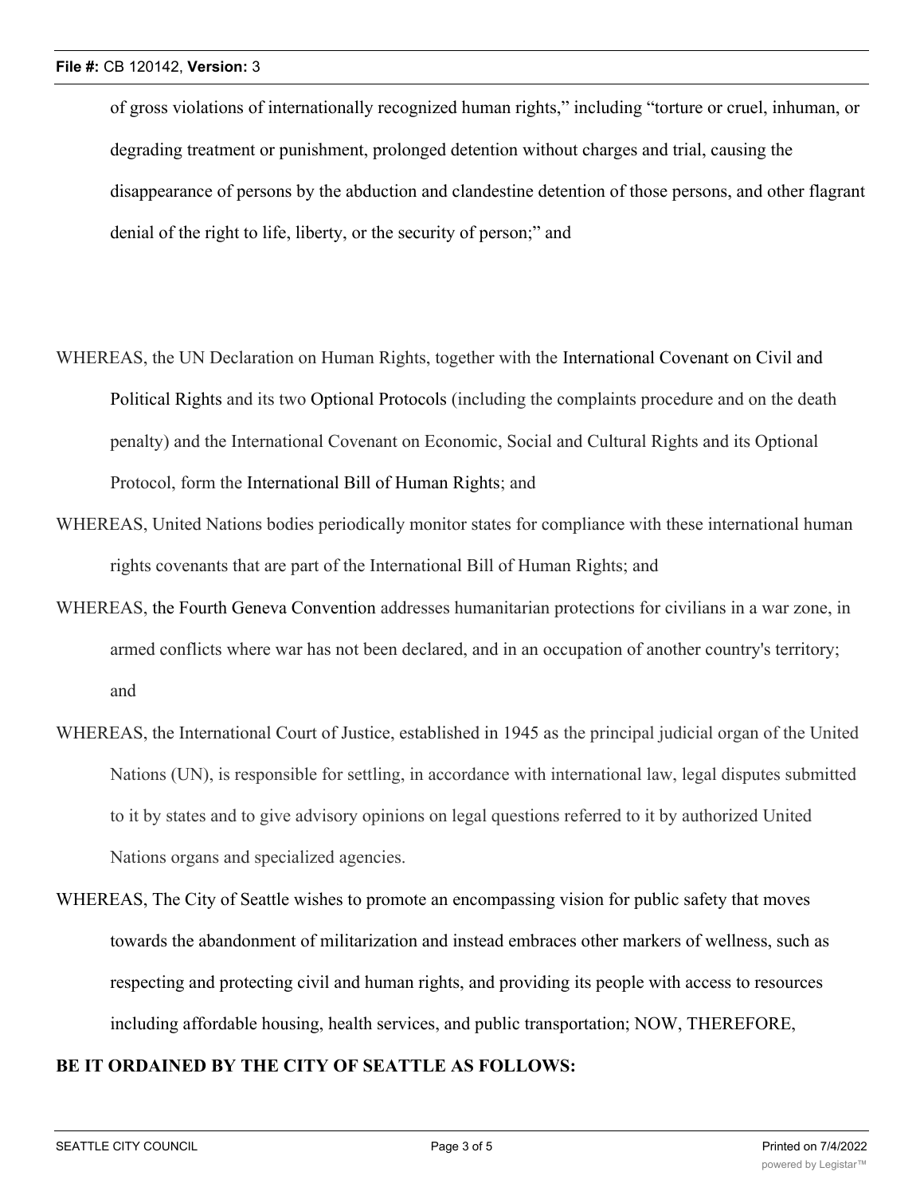of gross violations of internationally recognized human rights," including "torture or cruel, inhuman, or degrading treatment or punishment, prolonged detention without charges and trial, causing the disappearance of persons by the abduction and clandestine detention of those persons, and other flagrant denial of the right to life, liberty, or the security of person;" and

WHEREAS, the UN Declaration on Human Rights, together with the International Covenant on Civil and Political Rights and its two Optional Protocols (including the complaints procedure and on the death penalty) and the International Covenant on Economic, Social and Cultural Rights and its Optional Protocol, form the International Bill of Human Rights; and

WHEREAS, United Nations bodies periodically monitor states for compliance with these international human rights covenants that are part of the International Bill of Human Rights; and

WHEREAS, the Fourth Geneva Convention addresses humanitarian protections for civilians in a war zone, in armed conflicts where war has not been declared, and in an occupation of another country's territory; and

WHEREAS, the International Court of Justice, established in 1945 as the principal judicial organ of the United Nations (UN), is responsible for settling, in accordance with international law, legal disputes submitted to it by states and to give advisory opinions on legal questions referred to it by authorized United Nations organs and specialized agencies.

WHEREAS, The City of Seattle wishes to promote an encompassing vision for public safety that moves towards the abandonment of militarization and instead embraces other markers of wellness, such as respecting and protecting civil and human rights, and providing its people with access to resources including affordable housing, health services, and public transportation; NOW, THEREFORE,

**BE IT ORDAINED BY THE CITY OF SEATTLE AS FOLLOWS:**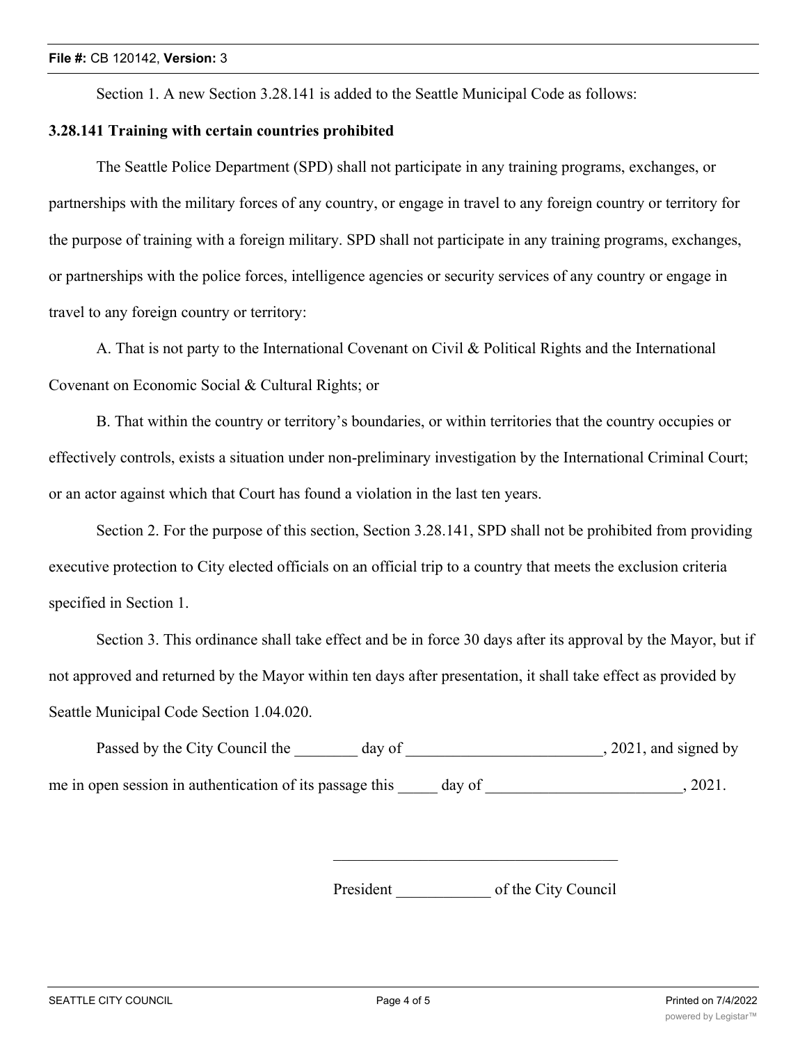Section 1. A new Section 3.28.141 is added to the Seattle Municipal Code as follows:

**3.28.141 Training with certain countries prohibited**

The Seattle Police Department (SPD) shall not participate in any training programs, exchanges, or partnerships with the military forces of any country, or engage in travel to any foreign country or territory for the purpose of training with a foreign military. SPD shall not participate in any training programs, exchanges, or partnerships with the police forces, intelligence agencies or security services of any country or engage in travel to any foreign country or territory:

A. That is not party to the International Covenant on Civil & Political Rights and the International Covenant on Economic Social & Cultural Rights; or

B. That within the country or territory's boundaries, or within territories that the country occupies or effectively controls, exists a situation under non-preliminary investigation by the International Criminal Court; or an actor against which that Court has found a violation in the last ten years.

Section 2. For the purpose of this section, Section 3.28.141, SPD shall not be prohibited from providing executive protection to City elected officials on an official trip to a country that meets the exclusion criteria specified in Section 1.

Section 3. This ordinance shall take effect and be in force 30 days after its approval by the Mayor, but if not approved and returned by the Mayor within ten days after presentation, it shall take effect as provided by Seattle Municipal Code Section 1.04.020.

Passed by the City Council the ________ day of _________________________, 2021, and signed by me in open session in authentication of its passage this _____ day of _________________________, 2021.

_____________________________________

President ____________ of the City Council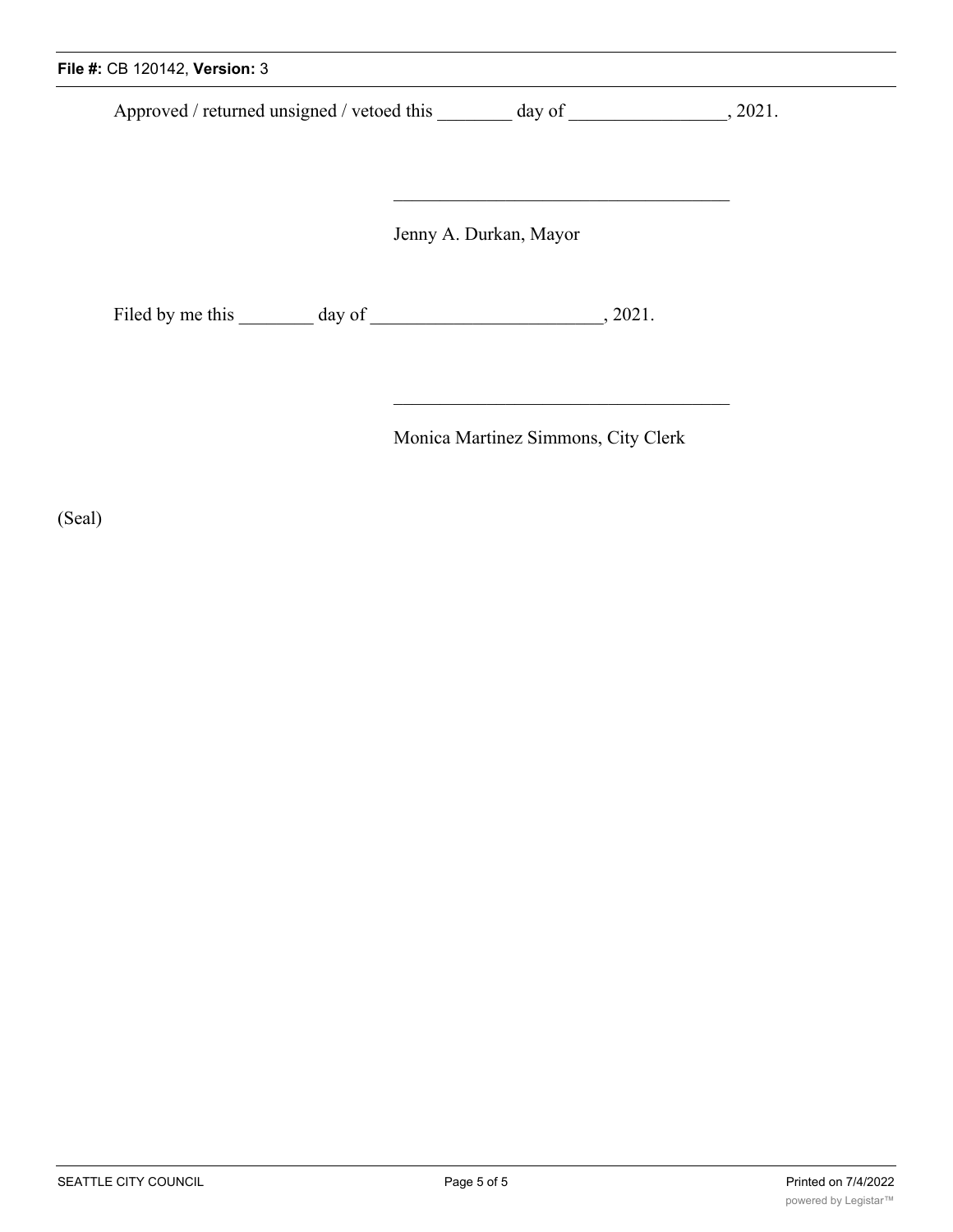Approved / returned unsigned / vetoed this ________ day of _________________, 2021.

____________________________________

Jenny A. Durkan, Mayor

Filed by me this ________ day of _________________________, 2021.

____________________________________

Monica Martinez Simmons, City Clerk

(Seal)